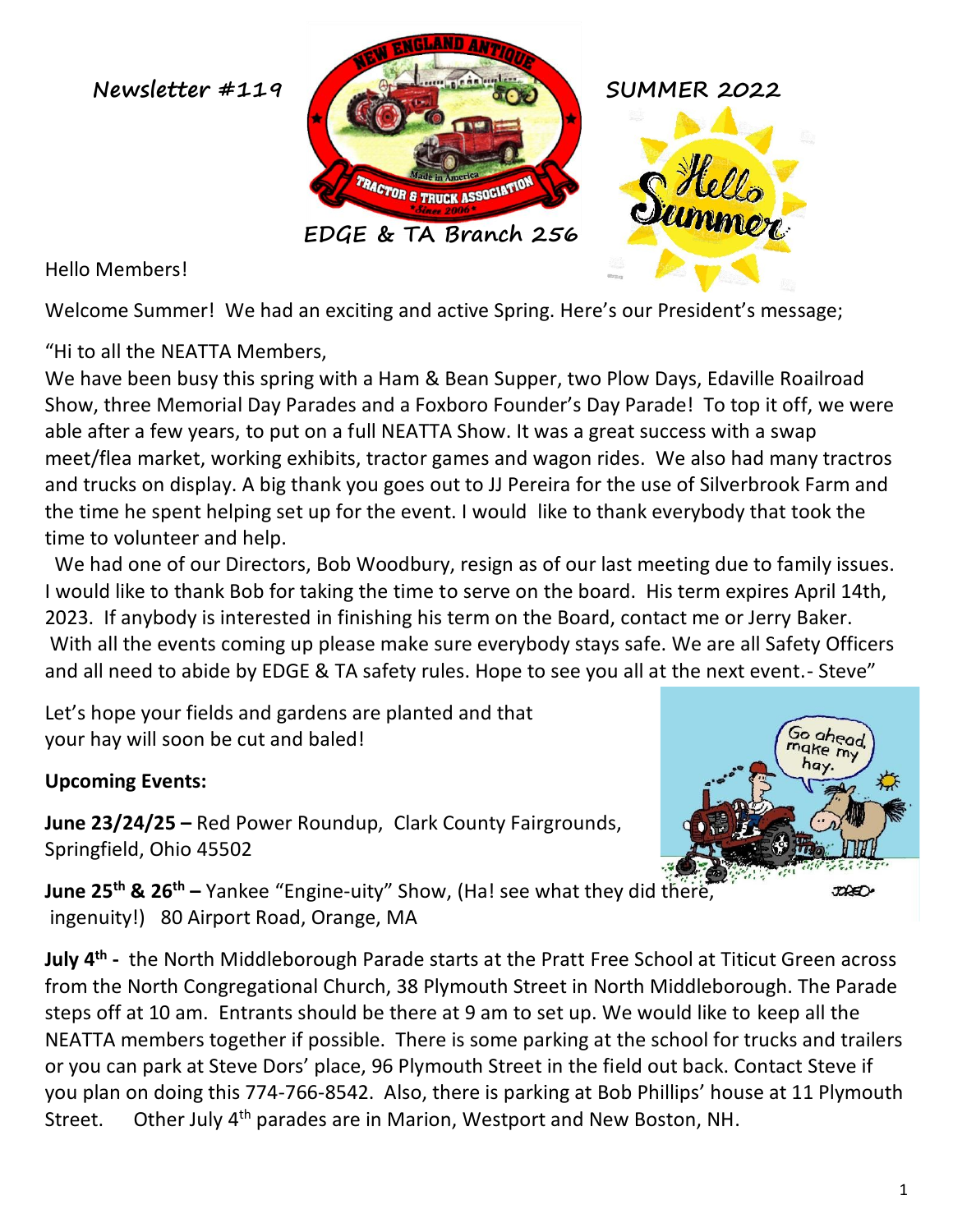Newsletter #119

SUMMER 2022

EDGE & TA Branch 256

Hello Members!

Welcome Summer! We had an exciting and active Spring. Here's our President's message;

"Hi to all the NEATTA Members,
We have been busy this spring with a Ham & Bean Supper, two Plow Days, Edaville Roailroad Show, three Memorial Day Parades and a Foxboro Founder's Day Parade! To top it off, we were able after a few years, to put on a full NEATTA Show. It was a great success with a swap meet/flea market, working exhibits, tractor games and wagon rides. We also had many tractros and trucks on display. A big thank you goes out to JJ Pereira for the use of Silverbrook Farm and the time he spent helping set up for the event. I would like to thank everybody that took the time to volunteer and help.
We had one of our Directors, Bob Woodbury, resign as of our last meeting due to family issues. I would like to thank Bob for taking the time to serve on the board. His term expires April 14th, 2023. If anybody is interested in finishing his term on the Board, contact me or Jerry Baker.
With all the events coming up please make sure everybody stays safe. We are all Safety Officers and all need to abide by EDGE & TA safety rules. Hope to see you all at the next event.- Steve"

Let's hope your fields and gardens are planted and that your hay will soon be cut and baled!

**Upcoming Events:**

**June 23/24/25 –** Red Power Roundup, Clark County Fairgrounds, Springfield, Ohio 45502

**June 25th & 26th –** Yankee "Engine-uity" Show, (Ha! see what they did there, ingenuity!) 80 Airport Road, Orange, MA

**July 4th -** the North Middleborough Parade starts at the Pratt Free School at Titicut Green across from the North Congregational Church, 38 Plymouth Street in North Middleborough. The Parade steps off at 10 am. Entrants should be there at 9 am to set up. We would like to keep all the NEATTA members together if possible. There is some parking at the school for trucks and trailers or you can park at Steve Dors' place, 96 Plymouth Street in the field out back. Contact Steve if you plan on doing this 774-766-8542. Also, there is parking at Bob Phillips' house at 11 Plymouth Street. Other July 4th parades are in Marion, Westport and New Boston, NH.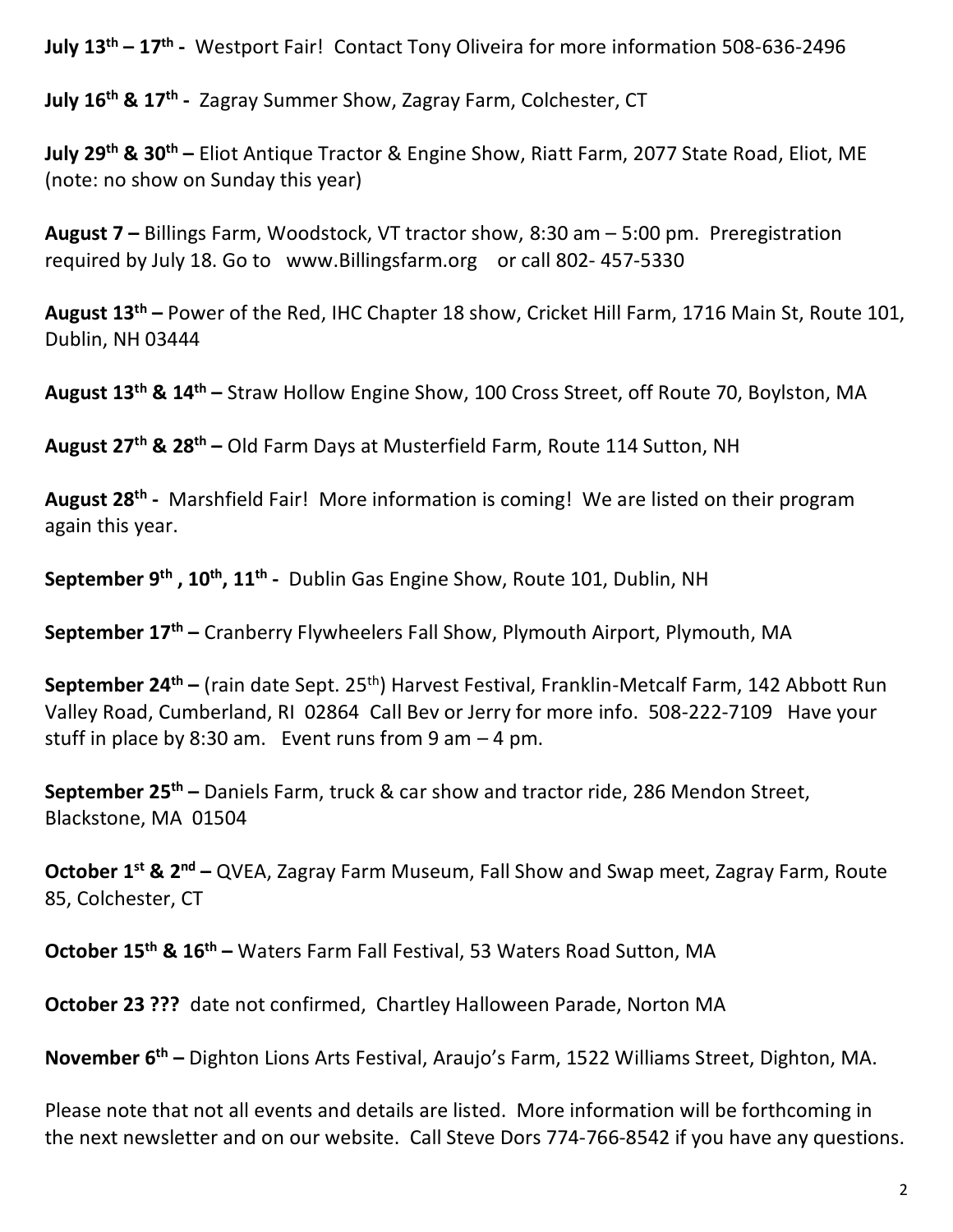**July 13th – 17th -** Westport Fair! Contact Tony Oliveira for more information 508-636-2496

**July 16th & 17th -** Zagray Summer Show, Zagray Farm, Colchester, CT

**July 29th & 30th –** Eliot Antique Tractor & Engine Show, Riatt Farm, 2077 State Road, Eliot, ME (note: no show on Sunday this year)

**August 7 –** Billings Farm, Woodstock, VT tractor show, 8:30 am – 5:00 pm. Preregistration required by July 18. Go to www.Billingsfarm.org or call 802- 457-5330

**August 13th –** Power of the Red, IHC Chapter 18 show, Cricket Hill Farm, 1716 Main St, Route 101, Dublin, NH 03444

**August 13th & 14th –** Straw Hollow Engine Show, 100 Cross Street, off Route 70, Boylston, MA

**August 27th & 28th –** Old Farm Days at Musterfield Farm, Route 114 Sutton, NH

**August 28th -** Marshfield Fair! More information is coming! We are listed on their program again this year.

**September 9th , 10th, 11th -** Dublin Gas Engine Show, Route 101, Dublin, NH

**September 17th –** Cranberry Flywheelers Fall Show, Plymouth Airport, Plymouth, MA

**September 24th –** (rain date Sept. 25th) Harvest Festival, Franklin-Metcalf Farm, 142 Abbott Run Valley Road, Cumberland, RI 02864 Call Bev or Jerry for more info. 508-222-7109 Have your stuff in place by 8:30 am. Event runs from 9 am – 4 pm.

**September 25th –** Daniels Farm, truck & car show and tractor ride, 286 Mendon Street, Blackstone, MA 01504

**October 1st & 2nd –** QVEA, Zagray Farm Museum, Fall Show and Swap meet, Zagray Farm, Route 85, Colchester, CT

**October 15th & 16th –** Waters Farm Fall Festival, 53 Waters Road Sutton, MA

**October 23 ???** date not confirmed, Chartley Halloween Parade, Norton MA

**November 6th –** Dighton Lions Arts Festival, Araujo's Farm, 1522 Williams Street, Dighton, MA.

Please note that not all events and details are listed. More information will be forthcoming in the next newsletter and on our website. Call Steve Dors 774-766-8542 if you have any questions.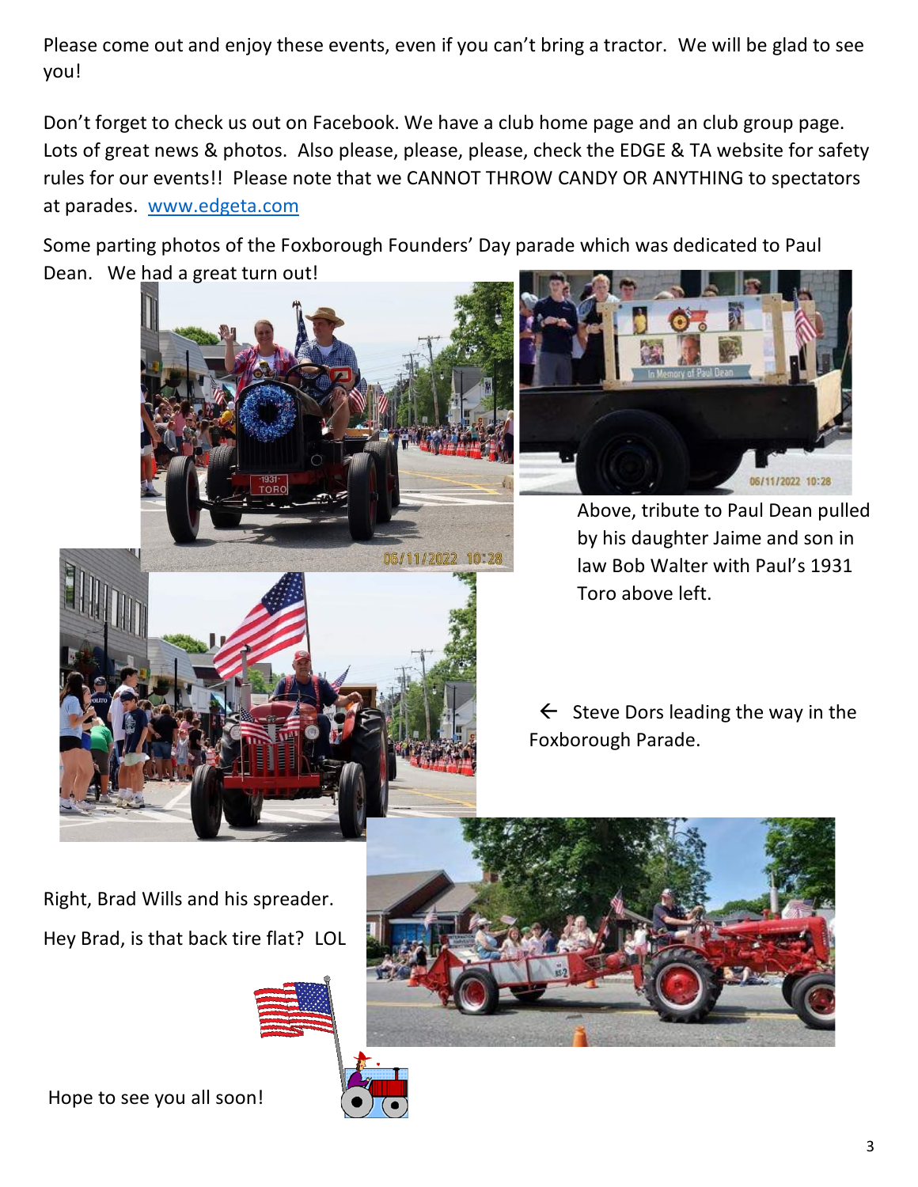Please come out and enjoy these events, even if you can't bring a tractor. We will be glad to see you!

Don't forget to check us out on Facebook. We have a club home page and an club group page. Lots of great news & photos. Also please, please, please, check the EDGE & TA website for safety rules for our events!! Please note that we CANNOT THROW CANDY OR ANYTHING to spectators at parades. [www.edgeta.com](http://www.edgeta.com)

Some parting photos of the Foxborough Founders' Day parade which was dedicated to Paul Dean. We had a great turn out!

Above, tribute to Paul Dean pulled by his daughter Jaime and son in law Bob Walter with Paul's 1931 Toro above left.

← Steve Dors leading the way in the Foxborough Parade.

Right, Brad Wills and his spreader.

Hey Brad, is that back tire flat? LOL

Hope to see you all soon!